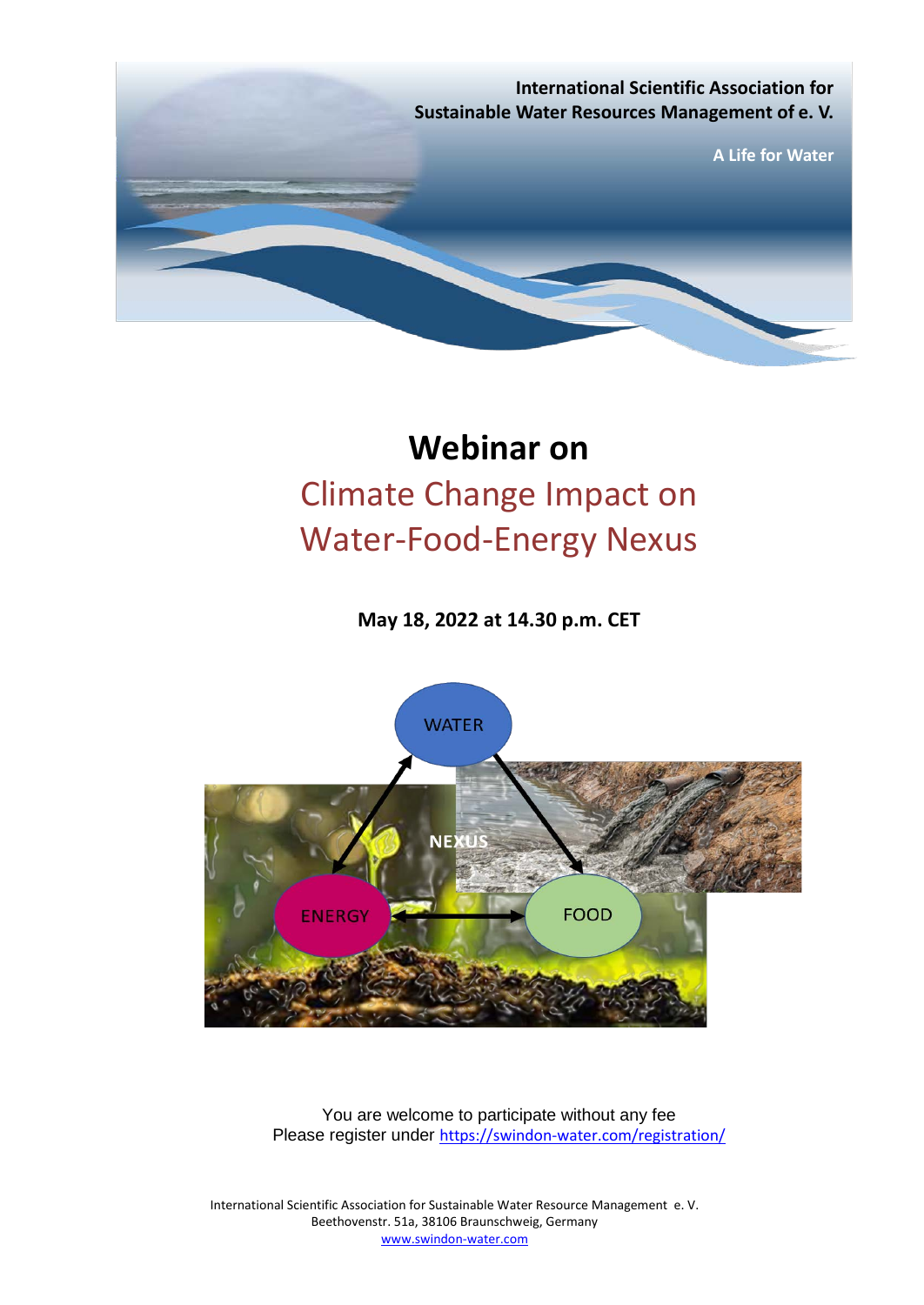International Scientific Association for Sustainable Water Resources Management of e. V.

A Life for Water

# Webinar on

## Climate Change Impact on Water-Food-Energy Nexus

**May 18, 2022 at 14.30 p.m. CET**

WATER

NEXUS

ENERGY

FOOD

You are welcome to participate without any fee
Please register under https://swindon-water.com/registration/

International Scientific Association for Sustainable Water Resource Management e. V.
Beethovenstr. 51a, 38106 Braunschweig, Germany
www.swindon-water.com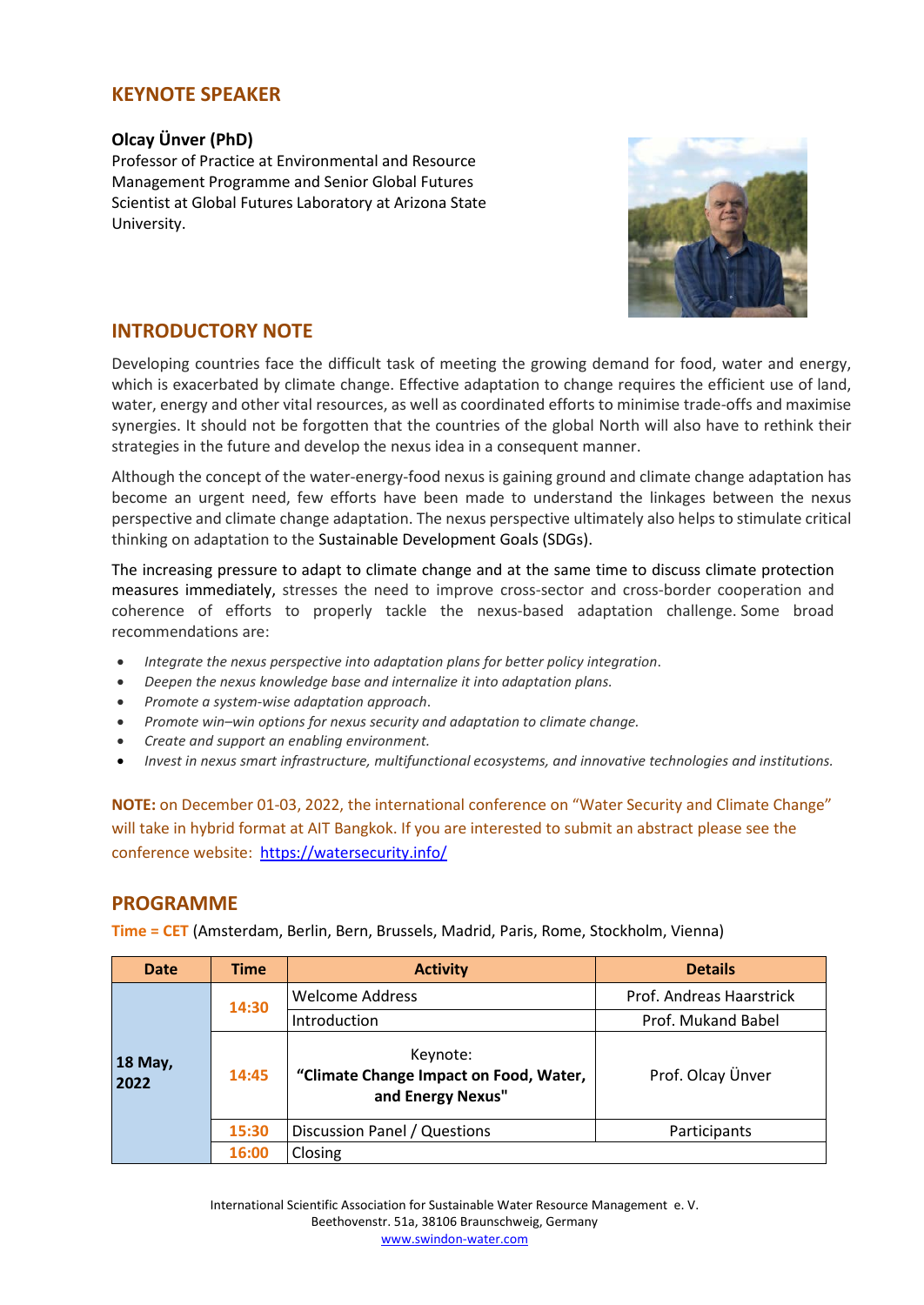## KEYNOTE SPEAKER

**Olcay Ünver (PhD)**
Professor of Practice at Environmental and Resource Management Programme and Senior Global Futures Scientist at Global Futures Laboratory at Arizona State University.

## INTRODUCTORY NOTE

Developing countries face the difficult task of meeting the growing demand for food, water and energy, which is exacerbated by climate change. Effective adaptation to change requires the efficient use of land, water, energy and other vital resources, as well as coordinated efforts to minimise trade-offs and maximise synergies. It should not be forgotten that the countries of the global North will also have to rethink their strategies in the future and develop the nexus idea in a consequent manner.

Although the concept of the water-energy-food nexus is gaining ground and climate change adaptation has become an urgent need, few efforts have been made to understand the linkages between the nexus perspective and climate change adaptation. The nexus perspective ultimately also helps to stimulate critical thinking on adaptation to the Sustainable Development Goals (SDGs).

The increasing pressure to adapt to climate change and at the same time to discuss climate protection measures immediately, stresses the need to improve cross-sector and cross-border cooperation and coherence of efforts to properly tackle the nexus-based adaptation challenge. Some broad recommendations are:

- *Integrate the nexus perspective into adaptation plans for better policy integration.*
- *Deepen the nexus knowledge base and internalize it into adaptation plans.*
- *Promote a system-wise adaptation approach.*
- *Promote win–win options for nexus security and adaptation to climate change.*
- *Create and support an enabling environment.*
- *Invest in nexus smart infrastructure, multifunctional ecosystems, and innovative technologies and institutions.*

**NOTE:** on December 01-03, 2022, the international conference on "Water Security and Climate Change" will take in hybrid format at AIT Bangkok. If you are interested to submit an abstract please see the conference website: https://watersecurity.info/

## PROGRAMME

Time = CET (Amsterdam, Berlin, Bern, Brussels, Madrid, Paris, Rome, Stockholm, Vienna)

| Date | Time | Activity | Details |
|---|---|---|---|
| **18 May, 2022** | 14:30 | Welcome Address | Prof. Andreas Haarstrick |
| | | Introduction | Prof. Mukand Babel |
| | 14:45 | Keynote: **"Climate Change Impact on Food, Water, and Energy Nexus"** | Prof. Olcay Ünver |
| | 15:30 | Discussion Panel / Questions | Participants |
| | 16:00 | Closing | |

International Scientific Association for Sustainable Water Resource Management e. V.
Beethovenstr. 51a, 38106 Braunschweig, Germany
www.swindon-water.com